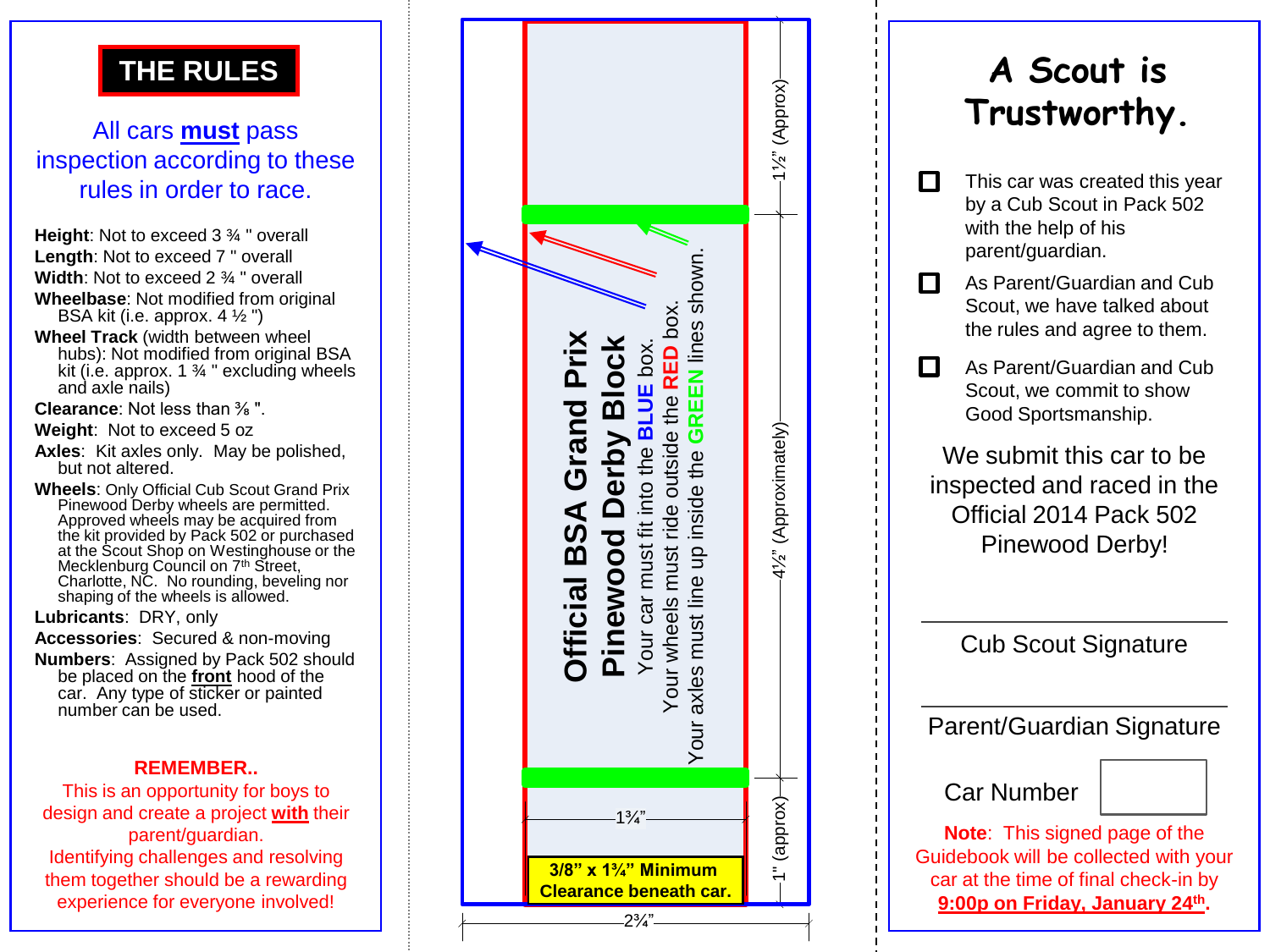# THE RULES

All cars **must** pass inspection according to these rules in order to race.

**Height**: Not to exceed 3 ¾ " overall
**Length**: Not to exceed 7 " overall
**Width**: Not to exceed 2 ¾ " overall
**Wheelbase**: Not modified from original BSA kit (i.e. approx. 4 ½ ")
**Wheel Track** (width between wheel hubs): Not modified from original BSA kit (i.e. approx. 1 ¾ " excluding wheels and axle nails)
**Clearance**: Not less than ⅜ ".
**Weight**: Not to exceed 5 oz
**Axles**: Kit axles only. May be polished, but not altered.
**Wheels**: Only Official Cub Scout Grand Prix Pinewood Derby wheels are permitted. Approved wheels may be acquired from the kit provided by Pack 502 or purchased at the Scout Shop on Westinghouse or the Mecklenburg Council on 7th Street, Charlotte, NC. No rounding, beveling nor shaping of the wheels is allowed.
**Lubricants**: DRY, only
**Accessories**: Secured & non-moving
**Numbers**: Assigned by Pack 502 should be placed on the **front** hood of the car. Any type of sticker or painted number can be used.

**REMEMBER..**
This is an opportunity for boys to design and create a project **with** their parent/guardian.
Identifying challenges and resolving them together should be a rewarding experience for everyone involved!

## Official BSA Grand Prix Pinewood Derby Block

Your car must fit into the **BLUE** box.
Your wheels must ride outside the **RED** box.
Your axles must line up inside the **GREEN** lines shown.

1½" (Approx)
4½" (Approximately)
1" (approx)
1¾"
2¾"

**3/8" x 1¾" Minimum Clearance beneath car.**

# A Scout is Trustworthy.

- ☐ This car was created this year by a Cub Scout in Pack 502 with the help of his parent/guardian.
- ☐ As Parent/Guardian and Cub Scout, we have talked about the rules and agree to them.
- ☐ As Parent/Guardian and Cub Scout, we commit to show Good Sportsmanship.

We submit this car to be inspected and raced in the Official 2014 Pack 502 Pinewood Derby!

\_\_\_\_\_\_\_\_\_\_\_\_\_\_\_\_\_\_\_\_\_\_\_\_\_\_\_\_\_\_
Cub Scout Signature

\_\_\_\_\_\_\_\_\_\_\_\_\_\_\_\_\_\_\_\_\_\_\_\_\_\_\_\_\_\_
Parent/Guardian Signature

Car Number ☐

**Note**: This signed page of the Guidebook will be collected with your car at the time of final check-in by **9:00p on Friday, January 24th**.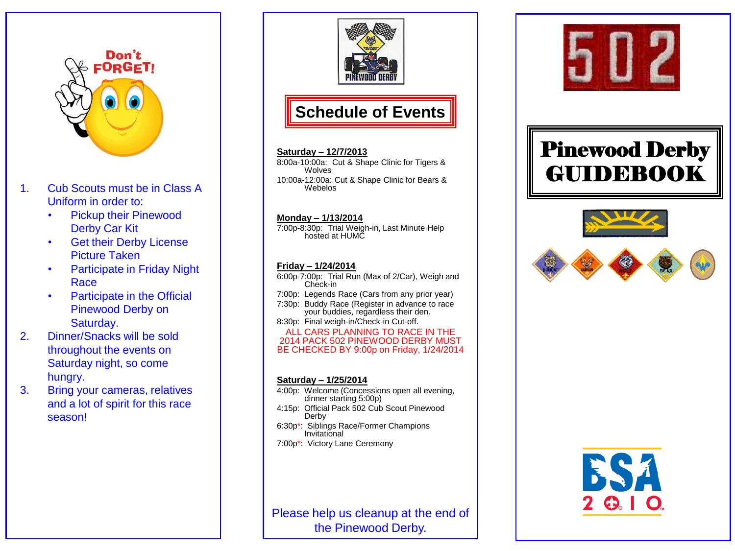Don't FORGET!

1. Cub Scouts must be in Class A Uniform in order to:
   - Pickup their Pinewood Derby Car Kit
   - Get their Derby License Picture Taken
   - Participate in Friday Night Race
   - Participate in the Official Pinewood Derby on Saturday.
2. Dinner/Snacks will be sold throughout the events on Saturday night, so come hungry.
3. Bring your cameras, relatives and a lot of spirit for this race season!

PINEWOOD DERBY

# Schedule of Events

**Saturday – 12/7/2013**

8:00a-10:00a: Cut & Shape Clinic for Tigers & Wolves

10:00a-12:00a: Cut & Shape Clinic for Bears & Webelos

**Monday – 1/13/2014**

7:00p-8:30p: Trial Weigh-in, Last Minute Help hosted at HUMC

**Friday – 1/24/2014**

6:00p-7:00p: Trial Run (Max of 2/Car), Weigh and Check-in

7:00p: Legends Race (Cars from any prior year)

7:30p: Buddy Race (Register in advance to race your buddies, regardless their den.

8:30p: Final weigh-in/Check-in Cut-off.

ALL CARS PLANNING TO RACE IN THE 2014 PACK 502 PINEWOOD DERBY MUST BE CHECKED BY 9:00p on Friday, 1/24/2014

**Saturday – 1/25/2014**

4:00p: Welcome (Concessions open all evening, dinner starting 5:00p)

4:15p: Official Pack 502 Cub Scout Pinewood Derby

6:30p*: Siblings Race/Former Champions Invitational

7:00p*: Victory Lane Ceremony

Please help us cleanup at the end of the Pinewood Derby.

502

# Pinewood Derby GUIDEBOOK

BSA 2010